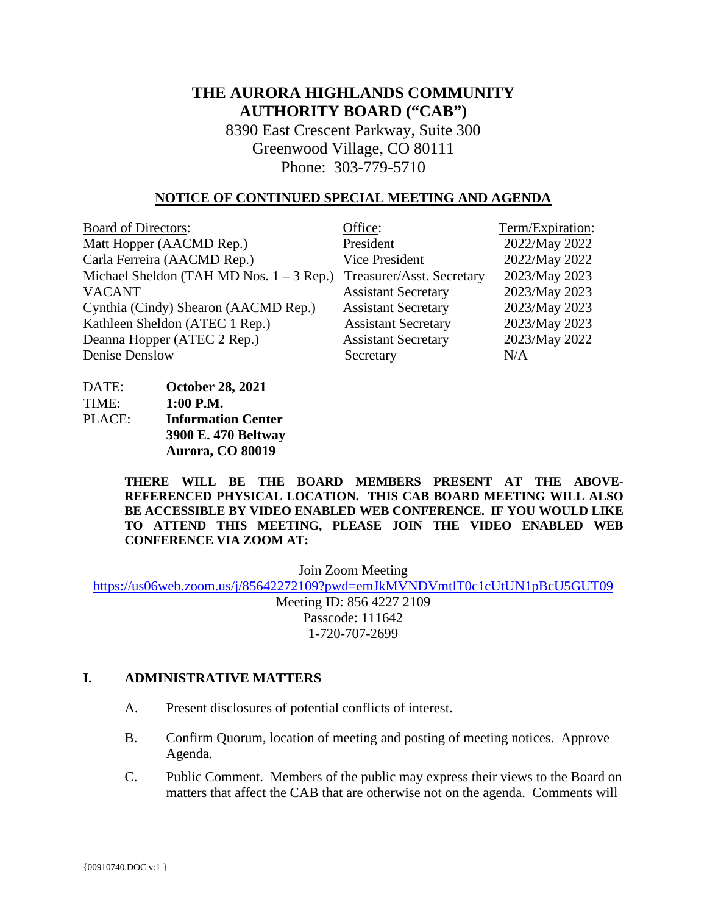# THE AURORA HIGHLANDS COMMUNITY AUTHORITY BOARD ("CAB")

8390 East Crescent Parkway, Suite 300
Greenwood Village, CO 80111
Phone: 303-779-5710

## NOTICE OF CONTINUED SPECIAL MEETING AND AGENDA

| Board of Directors: | Office: | Term/Expiration: |
|---|---|---|
| Matt Hopper (AACMD Rep.) | President | 2022/May 2022 |
| Carla Ferreira (AACMD Rep.) | Vice President | 2022/May 2022 |
| Michael Sheldon (TAH MD Nos. 1 – 3 Rep.) | Treasurer/Asst. Secretary | 2023/May 2023 |
| VACANT | Assistant Secretary | 2023/May 2023 |
| Cynthia (Cindy) Shearon (AACMD Rep.) | Assistant Secretary | 2023/May 2023 |
| Kathleen Sheldon (ATEC 1 Rep.) | Assistant Secretary | 2023/May 2023 |
| Deanna Hopper (ATEC 2 Rep.) | Assistant Secretary | 2023/May 2022 |
| Denise Denslow | Secretary | N/A |

DATE: **October 28, 2021**
TIME: **1:00 P.M.**
PLACE: **Information Center**
**3900 E. 470 Beltway**
**Aurora, CO 80019**

**THERE WILL BE THE BOARD MEMBERS PRESENT AT THE ABOVE-REFERENCED PHYSICAL LOCATION. THIS CAB BOARD MEETING WILL ALSO BE ACCESSIBLE BY VIDEO ENABLED WEB CONFERENCE. IF YOU WOULD LIKE TO ATTEND THIS MEETING, PLEASE JOIN THE VIDEO ENABLED WEB CONFERENCE VIA ZOOM AT:**

Join Zoom Meeting
https://us06web.zoom.us/j/85642272109?pwd=emJkMVNDVmtlT0c1cUtUN1pBcU5GUT09
Meeting ID: 856 4227 2109
Passcode: 111642
1-720-707-2699

## I. ADMINISTRATIVE MATTERS

A. Present disclosures of potential conflicts of interest.

B. Confirm Quorum, location of meeting and posting of meeting notices. Approve Agenda.

C. Public Comment. Members of the public may express their views to the Board on matters that affect the CAB that are otherwise not on the agenda. Comments will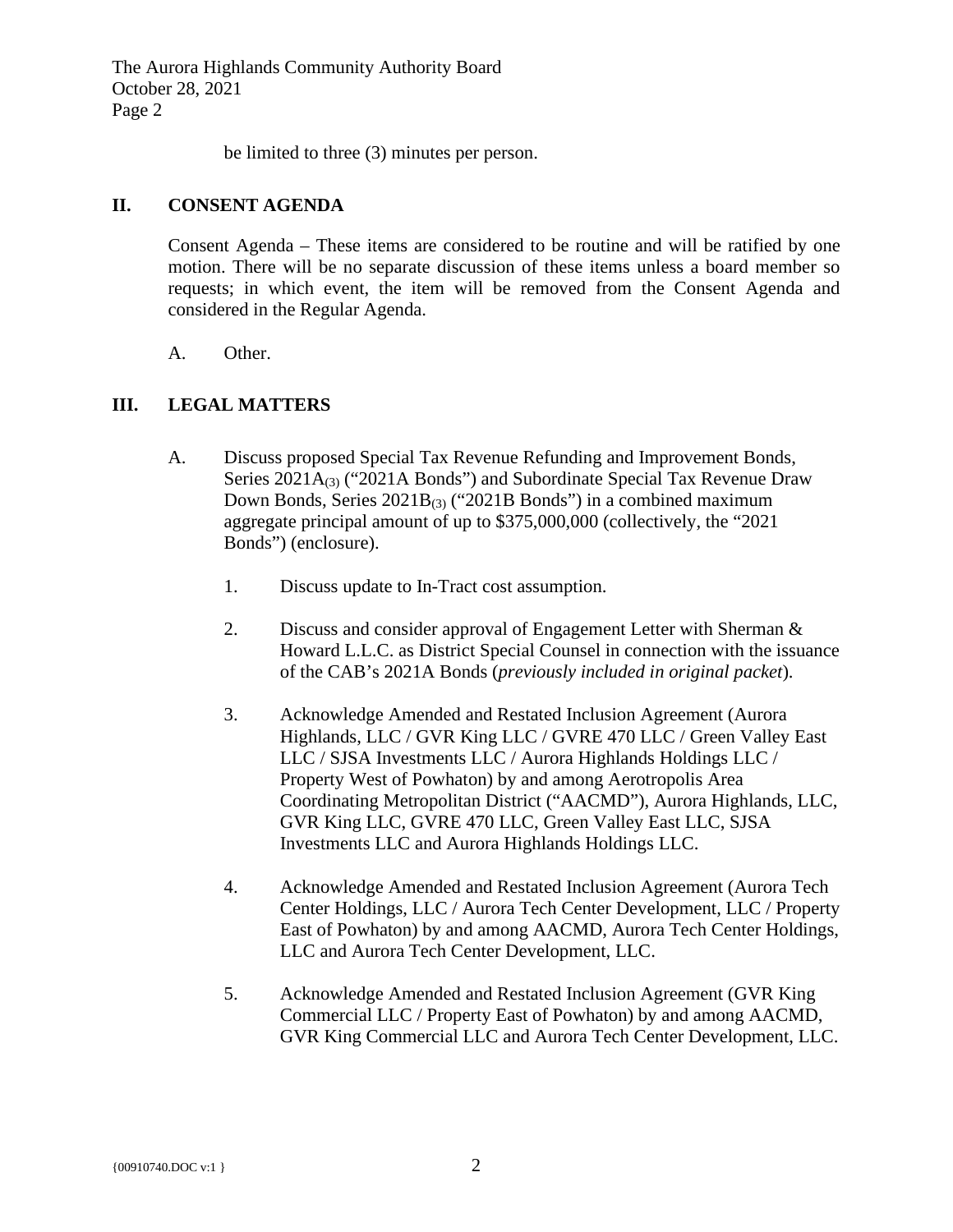be limited to three (3) minutes per person.

## II. CONSENT AGENDA

Consent Agenda – These items are considered to be routine and will be ratified by one motion. There will be no separate discussion of these items unless a board member so requests; in which event, the item will be removed from the Consent Agenda and considered in the Regular Agenda.

A. Other.

## III. LEGAL MATTERS

A. Discuss proposed Special Tax Revenue Refunding and Improvement Bonds, Series 2021A$_{(3)}$ ("2021A Bonds") and Subordinate Special Tax Revenue Draw Down Bonds, Series 2021B$_{(3)}$ ("2021B Bonds") in a combined maximum aggregate principal amount of up to $375,000,000 (collectively, the "2021 Bonds") (enclosure).

1. Discuss update to In-Tract cost assumption.

2. Discuss and consider approval of Engagement Letter with Sherman & Howard L.L.C. as District Special Counsel in connection with the issuance of the CAB's 2021A Bonds (*previously included in original packet*).

3. Acknowledge Amended and Restated Inclusion Agreement (Aurora Highlands, LLC / GVR King LLC / GVRE 470 LLC / Green Valley East LLC / SJSA Investments LLC / Aurora Highlands Holdings LLC / Property West of Powhaton) by and among Aerotropolis Area Coordinating Metropolitan District ("AACMD"), Aurora Highlands, LLC, GVR King LLC, GVRE 470 LLC, Green Valley East LLC, SJSA Investments LLC and Aurora Highlands Holdings LLC.

4. Acknowledge Amended and Restated Inclusion Agreement (Aurora Tech Center Holdings, LLC / Aurora Tech Center Development, LLC / Property East of Powhaton) by and among AACMD, Aurora Tech Center Holdings, LLC and Aurora Tech Center Development, LLC.

5. Acknowledge Amended and Restated Inclusion Agreement (GVR King Commercial LLC / Property East of Powhaton) by and among AACMD, GVR King Commercial LLC and Aurora Tech Center Development, LLC.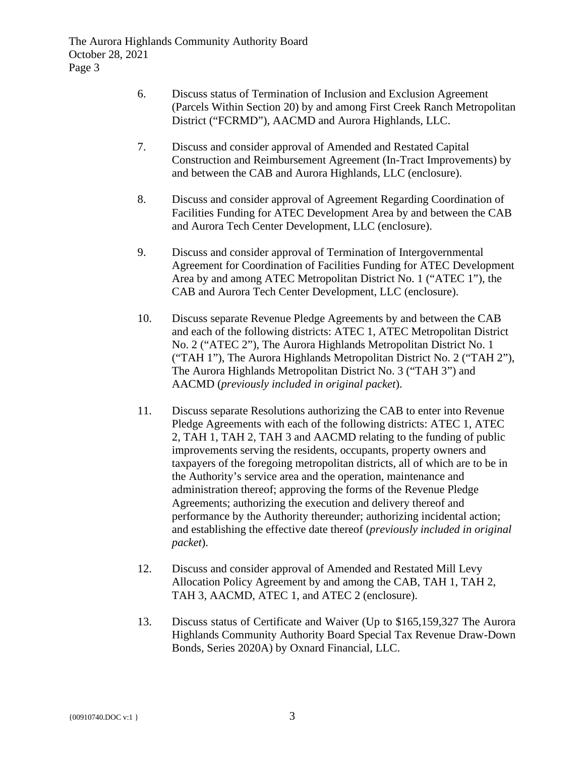6. Discuss status of Termination of Inclusion and Exclusion Agreement (Parcels Within Section 20) by and among First Creek Ranch Metropolitan District ("FCRMD"), AACMD and Aurora Highlands, LLC.

7. Discuss and consider approval of Amended and Restated Capital Construction and Reimbursement Agreement (In-Tract Improvements) by and between the CAB and Aurora Highlands, LLC (enclosure).

8. Discuss and consider approval of Agreement Regarding Coordination of Facilities Funding for ATEC Development Area by and between the CAB and Aurora Tech Center Development, LLC (enclosure).

9. Discuss and consider approval of Termination of Intergovernmental Agreement for Coordination of Facilities Funding for ATEC Development Area by and among ATEC Metropolitan District No. 1 ("ATEC 1"), the CAB and Aurora Tech Center Development, LLC (enclosure).

10. Discuss separate Revenue Pledge Agreements by and between the CAB and each of the following districts: ATEC 1, ATEC Metropolitan District No. 2 ("ATEC 2"), The Aurora Highlands Metropolitan District No. 1 ("TAH 1"), The Aurora Highlands Metropolitan District No. 2 ("TAH 2"), The Aurora Highlands Metropolitan District No. 3 ("TAH 3") and AACMD (*previously included in original packet*).

11. Discuss separate Resolutions authorizing the CAB to enter into Revenue Pledge Agreements with each of the following districts: ATEC 1, ATEC 2, TAH 1, TAH 2, TAH 3 and AACMD relating to the funding of public improvements serving the residents, occupants, property owners and taxpayers of the foregoing metropolitan districts, all of which are to be in the Authority's service area and the operation, maintenance and administration thereof; approving the forms of the Revenue Pledge Agreements; authorizing the execution and delivery thereof and performance by the Authority thereunder; authorizing incidental action; and establishing the effective date thereof (*previously included in original packet*).

12. Discuss and consider approval of Amended and Restated Mill Levy Allocation Policy Agreement by and among the CAB, TAH 1, TAH 2, TAH 3, AACMD, ATEC 1, and ATEC 2 (enclosure).

13. Discuss status of Certificate and Waiver (Up to $165,159,327 The Aurora Highlands Community Authority Board Special Tax Revenue Draw-Down Bonds, Series 2020A) by Oxnard Financial, LLC.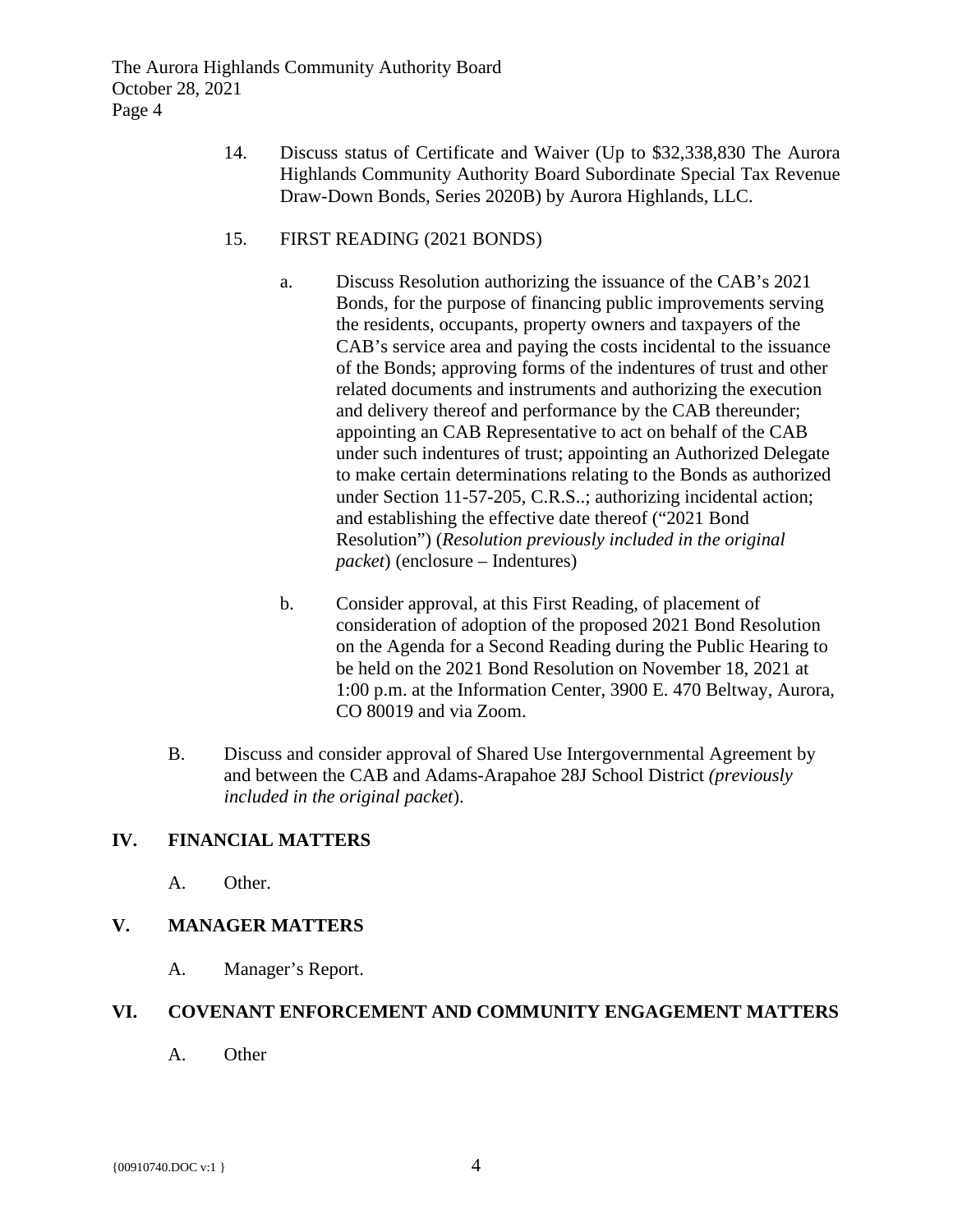14. Discuss status of Certificate and Waiver (Up to $32,338,830 The Aurora Highlands Community Authority Board Subordinate Special Tax Revenue Draw-Down Bonds, Series 2020B) by Aurora Highlands, LLC.

15. FIRST READING (2021 BONDS)

    a. Discuss Resolution authorizing the issuance of the CAB's 2021 Bonds, for the purpose of financing public improvements serving the residents, occupants, property owners and taxpayers of the CAB's service area and paying the costs incidental to the issuance of the Bonds; approving forms of the indentures of trust and other related documents and instruments and authorizing the execution and delivery thereof and performance by the CAB thereunder; appointing an CAB Representative to act on behalf of the CAB under such indentures of trust; appointing an Authorized Delegate to make certain determinations relating to the Bonds as authorized under Section 11-57-205, C.R.S..; authorizing incidental action; and establishing the effective date thereof ("2021 Bond Resolution") (*Resolution previously included in the original packet*) (enclosure – Indentures)

    b. Consider approval, at this First Reading, of placement of consideration of adoption of the proposed 2021 Bond Resolution on the Agenda for a Second Reading during the Public Hearing to be held on the 2021 Bond Resolution on November 18, 2021 at 1:00 p.m. at the Information Center, 3900 E. 470 Beltway, Aurora, CO 80019 and via Zoom.

B. Discuss and consider approval of Shared Use Intergovernmental Agreement by and between the CAB and Adams-Arapahoe 28J School District *(previously included in the original packet*).

## IV. FINANCIAL MATTERS

A. Other.

## V. MANAGER MATTERS

A. Manager's Report.

## VI. COVENANT ENFORCEMENT AND COMMUNITY ENGAGEMENT MATTERS

A. Other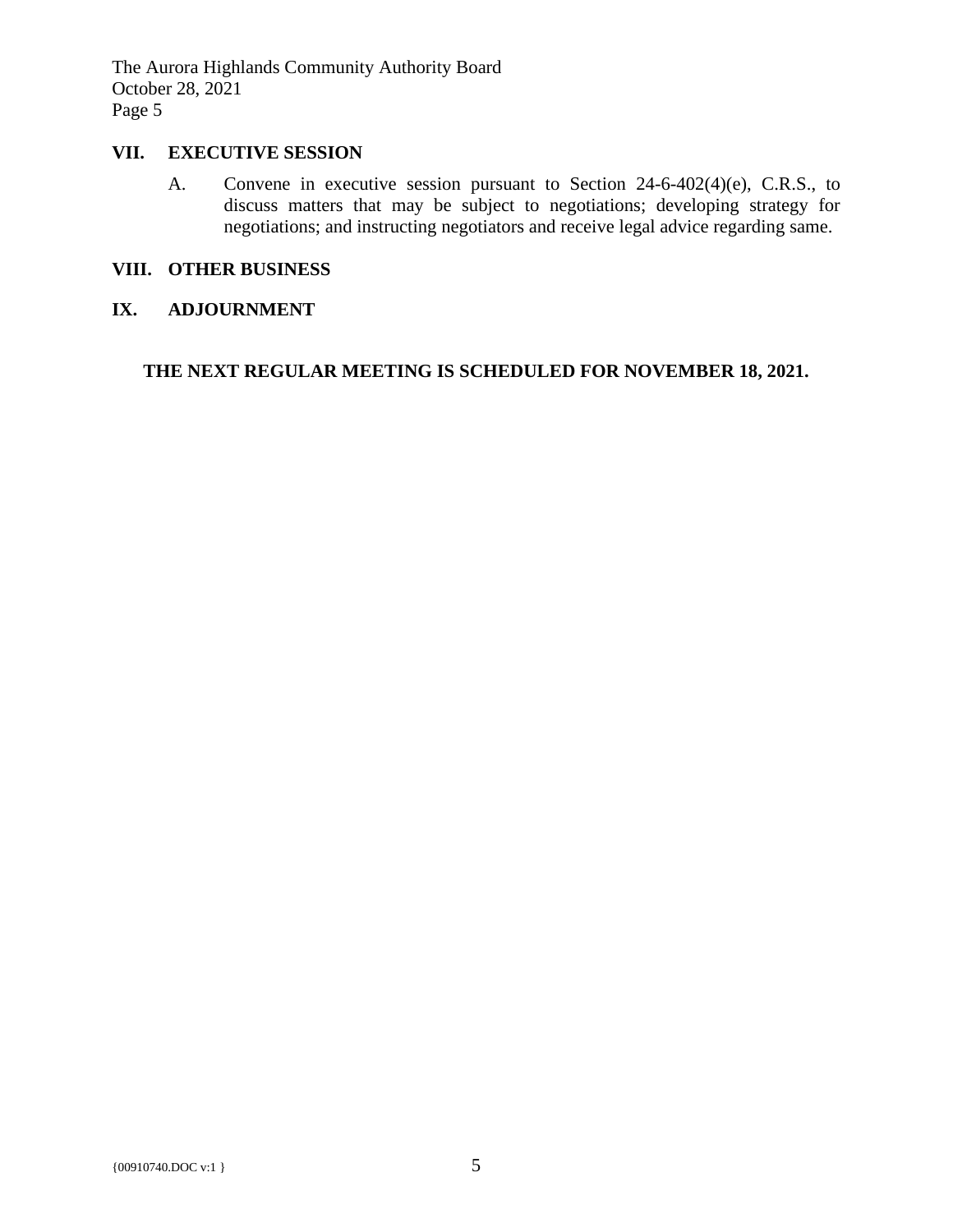## VII. EXECUTIVE SESSION

A. Convene in executive session pursuant to Section 24-6-402(4)(e), C.R.S., to discuss matters that may be subject to negotiations; developing strategy for negotiations; and instructing negotiators and receive legal advice regarding same.

## VIII. OTHER BUSINESS

## IX. ADJOURNMENT

**THE NEXT REGULAR MEETING IS SCHEDULED FOR NOVEMBER 18, 2021.**

{00910740.DOC v:1 }